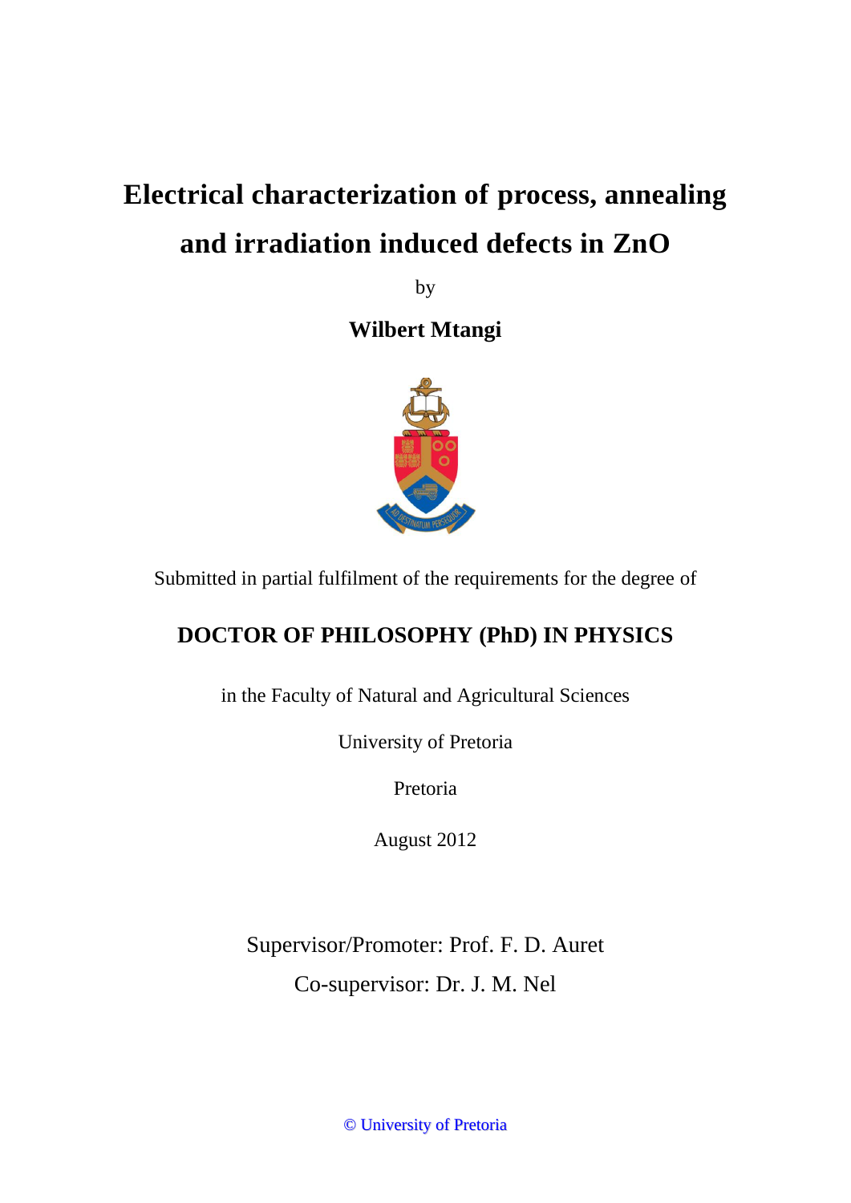# Electrical characterization of process, annealing and irradiation induced defects in ZnO

by

**Wilbert Mtangi**

Submitted in partial fulfilment of the requirements for the degree of

**DOCTOR OF PHILOSOPHY (PhD) IN PHYSICS**

in the Faculty of Natural and Agricultural Sciences

University of Pretoria

Pretoria

August 2012

Supervisor/Promoter: Prof. F. D. Auret

Co-supervisor: Dr. J. M. Nel

© University of Pretoria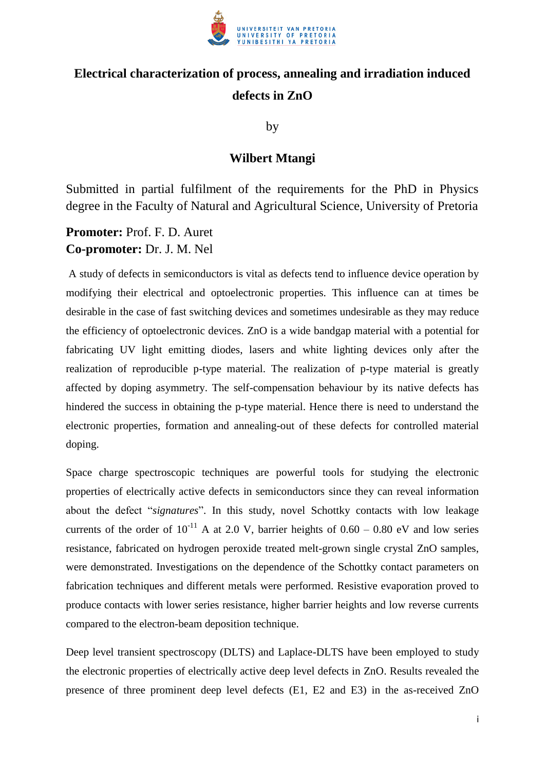UNIVERSITEIT VAN PRETORIA
UNIVERSITY OF PRETORIA
YUNIBESITHI YA PRETORIA

# Electrical characterization of process, annealing and irradiation induced defects in ZnO

by

**Wilbert Mtangi**

Submitted in partial fulfilment of the requirements for the PhD in Physics degree in the Faculty of Natural and Agricultural Science, University of Pretoria

**Promoter:** Prof. F. D. Auret
**Co-promoter:** Dr. J. M. Nel

A study of defects in semiconductors is vital as defects tend to influence device operation by modifying their electrical and optoelectronic properties. This influence can at times be desirable in the case of fast switching devices and sometimes undesirable as they may reduce the efficiency of optoelectronic devices. ZnO is a wide bandgap material with a potential for fabricating UV light emitting diodes, lasers and white lighting devices only after the realization of reproducible p-type material. The realization of p-type material is greatly affected by doping asymmetry. The self-compensation behaviour by its native defects has hindered the success in obtaining the p-type material. Hence there is need to understand the electronic properties, formation and annealing-out of these defects for controlled material doping.

Space charge spectroscopic techniques are powerful tools for studying the electronic properties of electrically active defects in semiconductors since they can reveal information about the defect "*signatures*". In this study, novel Schottky contacts with low leakage currents of the order of $10^{-11}$ A at 2.0 V, barrier heights of 0.60 – 0.80 eV and low series resistance, fabricated on hydrogen peroxide treated melt-grown single crystal ZnO samples, were demonstrated. Investigations on the dependence of the Schottky contact parameters on fabrication techniques and different metals were performed. Resistive evaporation proved to produce contacts with lower series resistance, higher barrier heights and low reverse currents compared to the electron-beam deposition technique.

Deep level transient spectroscopy (DLTS) and Laplace-DLTS have been employed to study the electronic properties of electrically active deep level defects in ZnO. Results revealed the presence of three prominent deep level defects (E1, E2 and E3) in the as-received ZnO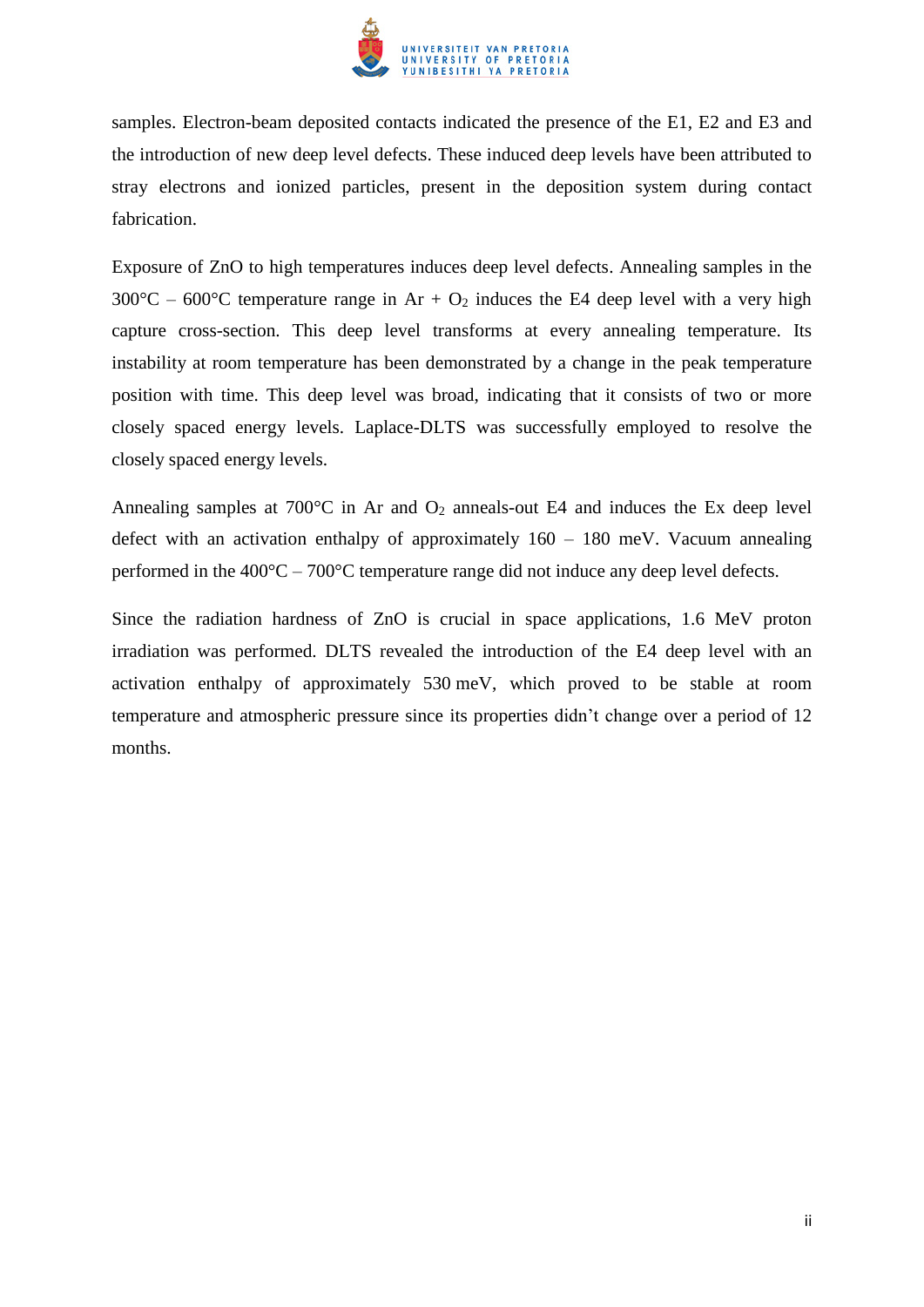samples. Electron-beam deposited contacts indicated the presence of the E1, E2 and E3 and the introduction of new deep level defects. These induced deep levels have been attributed to stray electrons and ionized particles, present in the deposition system during contact fabrication.

Exposure of ZnO to high temperatures induces deep level defects. Annealing samples in the 300°C – 600°C temperature range in Ar + $O_2$ induces the E4 deep level with a very high capture cross-section. This deep level transforms at every annealing temperature. Its instability at room temperature has been demonstrated by a change in the peak temperature position with time. This deep level was broad, indicating that it consists of two or more closely spaced energy levels. Laplace-DLTS was successfully employed to resolve the closely spaced energy levels.

Annealing samples at 700°C in Ar and $O_2$ anneals-out E4 and induces the Ex deep level defect with an activation enthalpy of approximately 160 – 180 meV. Vacuum annealing performed in the 400°C – 700°C temperature range did not induce any deep level defects.

Since the radiation hardness of ZnO is crucial in space applications, 1.6 MeV proton irradiation was performed. DLTS revealed the introduction of the E4 deep level with an activation enthalpy of approximately 530 meV, which proved to be stable at room temperature and atmospheric pressure since its properties didn't change over a period of 12 months.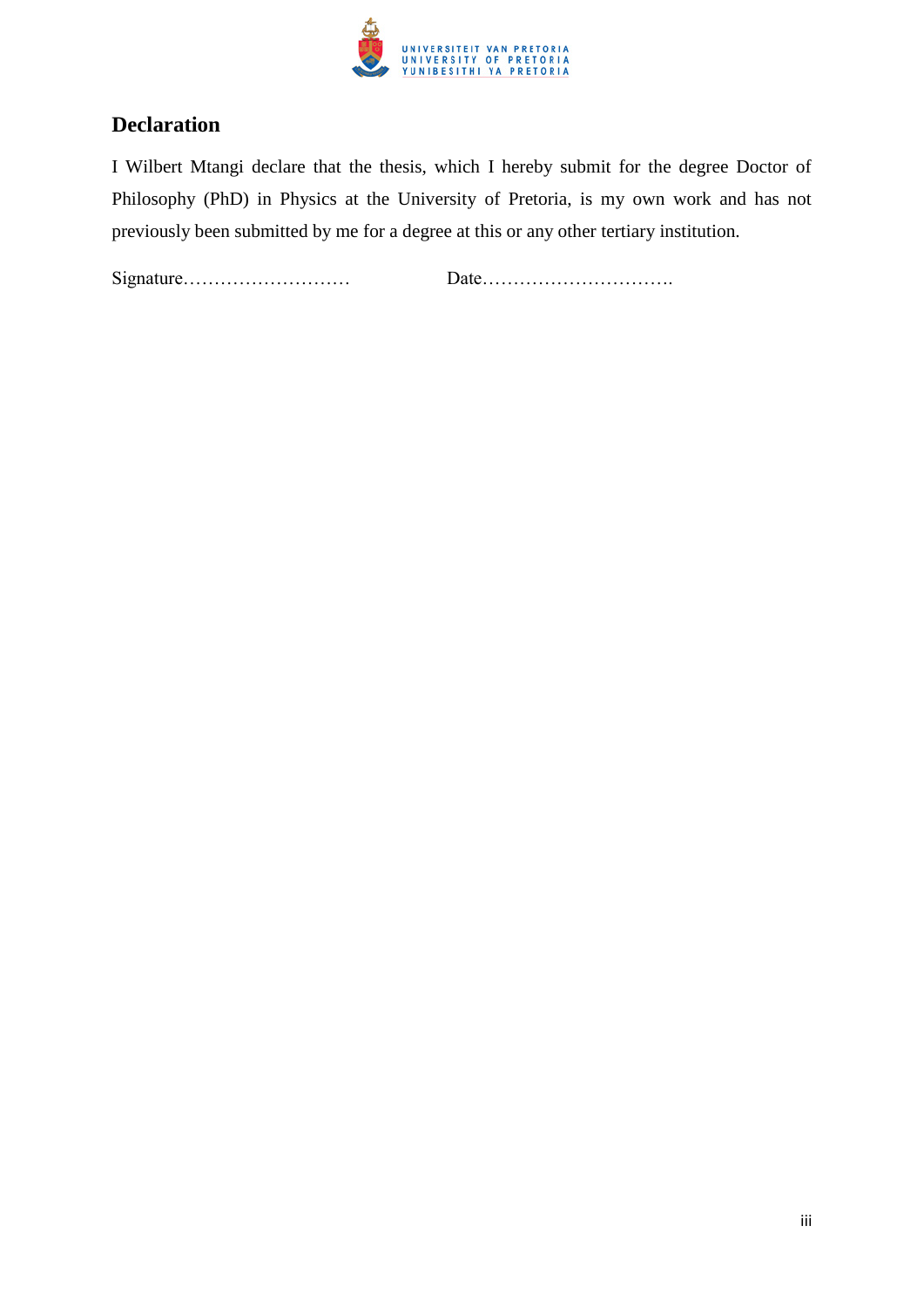## Declaration

I Wilbert Mtangi declare that the thesis, which I hereby submit for the degree Doctor of Philosophy (PhD) in Physics at the University of Pretoria, is my own work and has not previously been submitted by me for a degree at this or any other tertiary institution.

Signature……………………… Date………………………….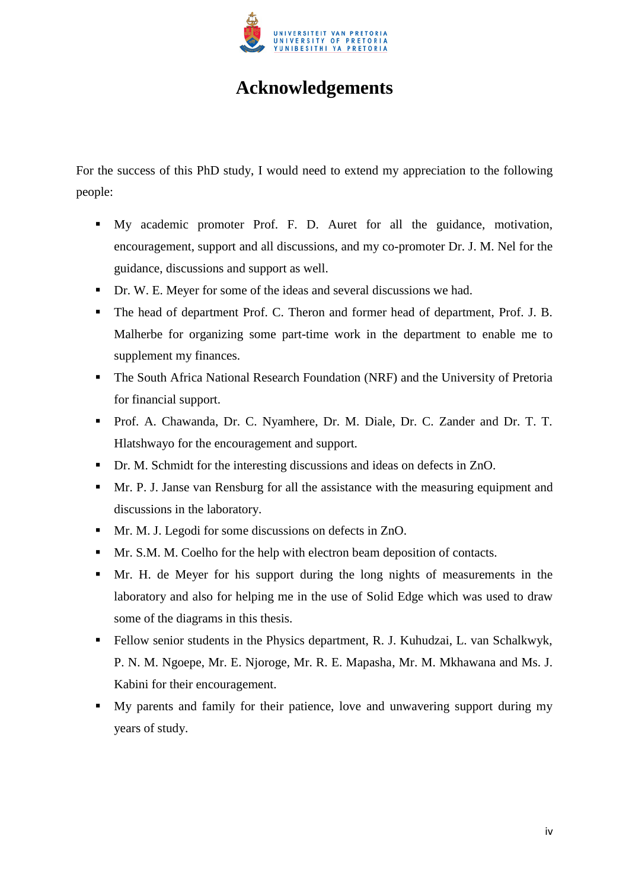# Acknowledgements

For the success of this PhD study, I would need to extend my appreciation to the following people:

- My academic promoter Prof. F. D. Auret for all the guidance, motivation, encouragement, support and all discussions, and my co-promoter Dr. J. M. Nel for the guidance, discussions and support as well.
- Dr. W. E. Meyer for some of the ideas and several discussions we had.
- The head of department Prof. C. Theron and former head of department, Prof. J. B. Malherbe for organizing some part-time work in the department to enable me to supplement my finances.
- The South Africa National Research Foundation (NRF) and the University of Pretoria for financial support.
- Prof. A. Chawanda, Dr. C. Nyamhere, Dr. M. Diale, Dr. C. Zander and Dr. T. T. Hlatshwayo for the encouragement and support.
- Dr. M. Schmidt for the interesting discussions and ideas on defects in ZnO.
- Mr. P. J. Janse van Rensburg for all the assistance with the measuring equipment and discussions in the laboratory.
- Mr. M. J. Legodi for some discussions on defects in ZnO.
- Mr. S.M. M. Coelho for the help with electron beam deposition of contacts.
- Mr. H. de Meyer for his support during the long nights of measurements in the laboratory and also for helping me in the use of Solid Edge which was used to draw some of the diagrams in this thesis.
- Fellow senior students in the Physics department, R. J. Kuhudzai, L. van Schalkwyk, P. N. M. Ngoepe, Mr. E. Njoroge, Mr. R. E. Mapasha, Mr. M. Mkhawana and Ms. J. Kabini for their encouragement.
- My parents and family for their patience, love and unwavering support during my years of study.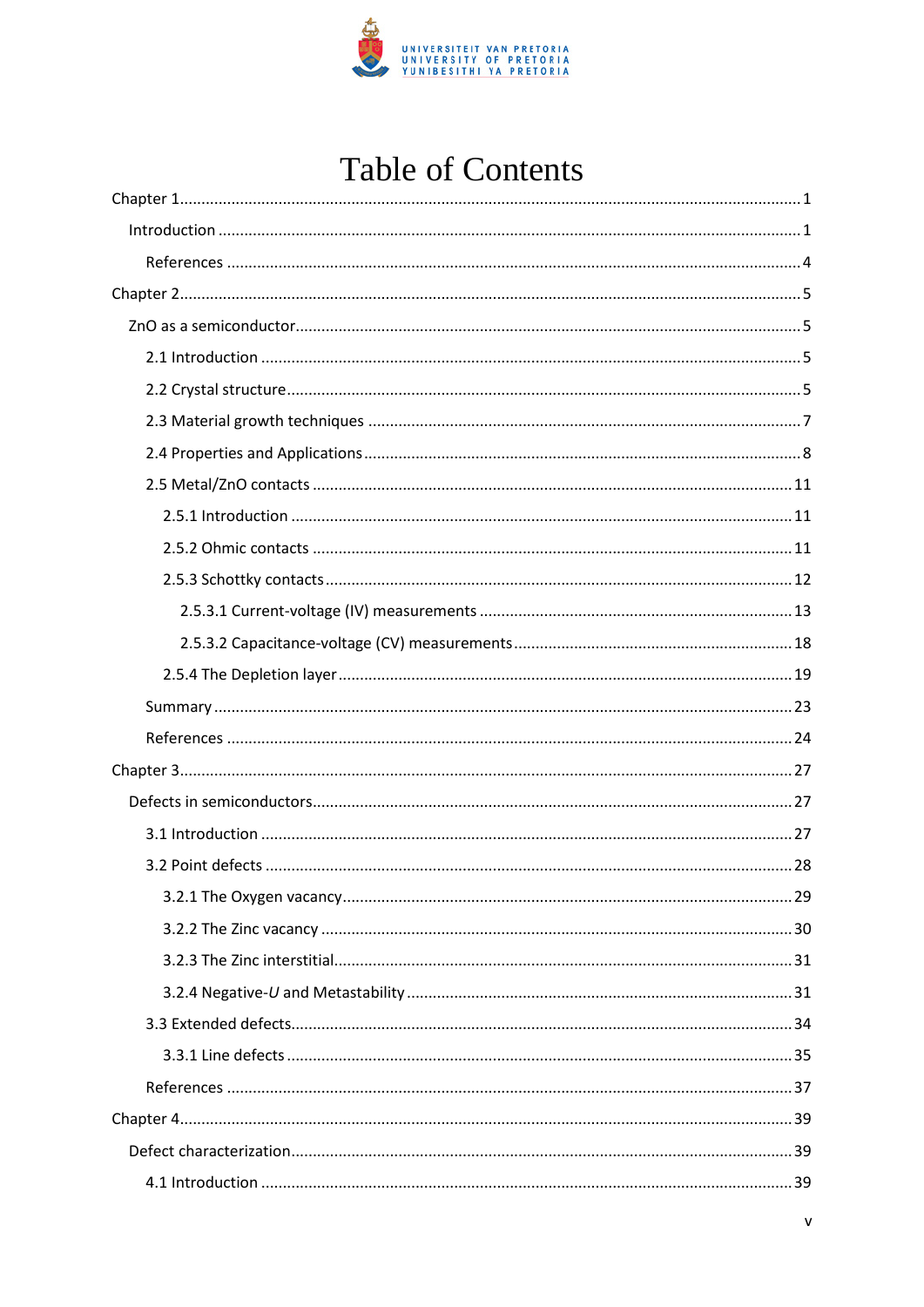# Table of Contents

Chapter 1 ..... 1

- Introduction ..... 1
  - References ..... 4

Chapter 2 ..... 5

- ZnO as a semiconductor ..... 5
  - 2.1 Introduction ..... 5
  - 2.2 Crystal structure ..... 5
  - 2.3 Material growth techniques ..... 7
  - 2.4 Properties and Applications ..... 8
  - 2.5 Metal/ZnO contacts ..... 11
    - 2.5.1 Introduction ..... 11
    - 2.5.2 Ohmic contacts ..... 11
    - 2.5.3 Schottky contacts ..... 12
      - 2.5.3.1 Current-voltage (IV) measurements ..... 13
      - 2.5.3.2 Capacitance-voltage (CV) measurements ..... 18
    - 2.5.4 The Depletion layer ..... 19
  - Summary ..... 23
  - References ..... 24

Chapter 3 ..... 27

- Defects in semiconductors ..... 27
  - 3.1 Introduction ..... 27
  - 3.2 Point defects ..... 28
    - 3.2.1 The Oxygen vacancy ..... 29
    - 3.2.2 The Zinc vacancy ..... 30
    - 3.2.3 The Zinc interstitial ..... 31
    - 3.2.4 Negative-*U* and Metastability ..... 31
  - 3.3 Extended defects ..... 34
    - 3.3.1 Line defects ..... 35
  - References ..... 37

Chapter 4 ..... 39

- Defect characterization ..... 39
  - 4.1 Introduction ..... 39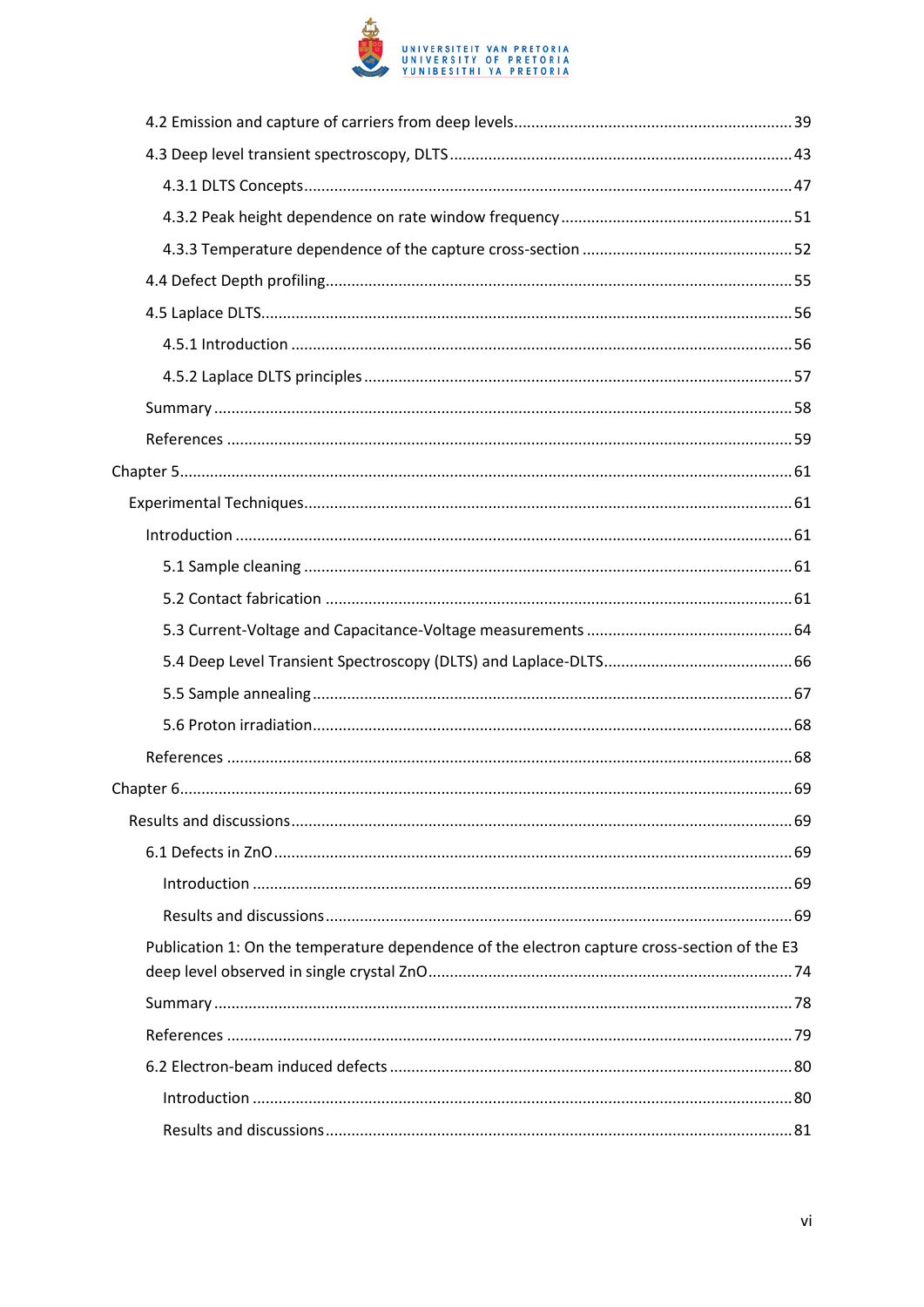4.2 Emission and capture of carriers from deep levels ........................................ 39

4.3 Deep level transient spectroscopy, DLTS ........................................ 43

4.3.1 DLTS Concepts ........................................ 47

4.3.2 Peak height dependence on rate window frequency ........................................ 51

4.3.3 Temperature dependence of the capture cross-section ........................................ 52

4.4 Defect Depth profiling ........................................ 55

4.5 Laplace DLTS ........................................ 56

4.5.1 Introduction ........................................ 56

4.5.2 Laplace DLTS principles ........................................ 57

Summary ........................................ 58

References ........................................ 59

Chapter 5 ........................................ 61

Experimental Techniques ........................................ 61

Introduction ........................................ 61

5.1 Sample cleaning ........................................ 61

5.2 Contact fabrication ........................................ 61

5.3 Current-Voltage and Capacitance-Voltage measurements ........................................ 64

5.4 Deep Level Transient Spectroscopy (DLTS) and Laplace-DLTS ........................................ 66

5.5 Sample annealing ........................................ 67

5.6 Proton irradiation ........................................ 68

References ........................................ 68

Chapter 6 ........................................ 69

Results and discussions ........................................ 69

6.1 Defects in ZnO ........................................ 69

Introduction ........................................ 69

Results and discussions ........................................ 69

Publication 1: On the temperature dependence of the electron capture cross-section of the E3 deep level observed in single crystal ZnO ........................................ 74

Summary ........................................ 78

References ........................................ 79

6.2 Electron-beam induced defects ........................................ 80

Introduction ........................................ 80

Results and discussions ........................................ 81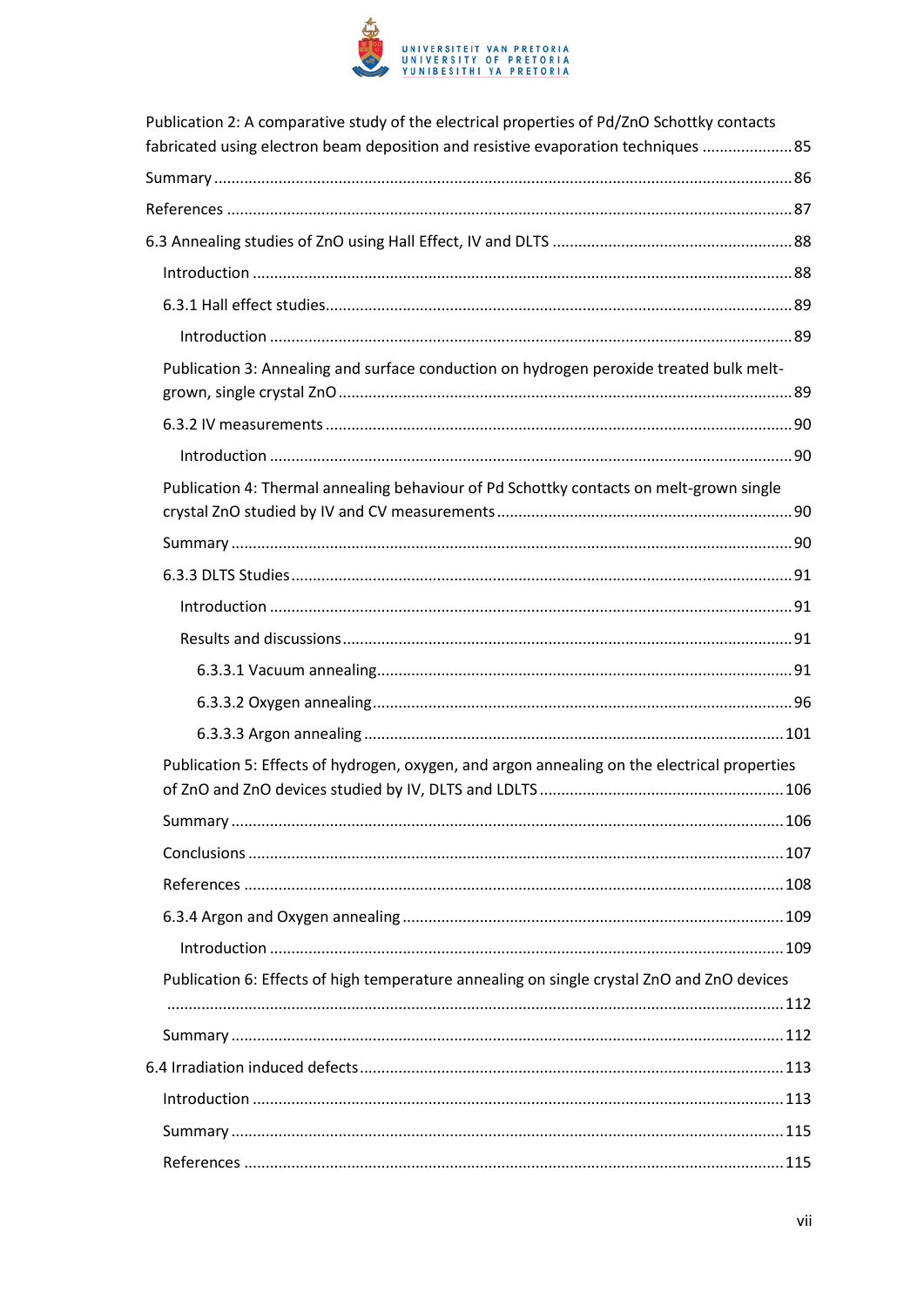Publication 2: A comparative study of the electrical properties of Pd/ZnO Schottky contacts fabricated using electron beam deposition and resistive evaporation techniques ..................... 85

Summary ..................................................................................................................... 86

References .................................................................................................................. 87

6.3 Annealing studies of ZnO using Hall Effect, IV and DLTS ........................................ 88

  Introduction ............................................................................................................ 88

  6.3.1 Hall effect studies.............................................................................................. 89

    Introduction ........................................................................................................ 89

  Publication 3: Annealing and surface conduction on hydrogen peroxide treated bulk melt-grown, single crystal ZnO ......................................................................................... 89

  6.3.2 IV measurements ............................................................................................. 90

    Introduction ........................................................................................................ 90

  Publication 4: Thermal annealing behaviour of Pd Schottky contacts on melt-grown single crystal ZnO studied by IV and CV measurements ..................................................... 90

  Summary ................................................................................................................. 90

  6.3.3 DLTS Studies.................................................................................................... 91

    Introduction ........................................................................................................ 91

    Results and discussions........................................................................................ 91

      6.3.3.1 Vacuum annealing.............................................................................. 91

      6.3.3.2 Oxygen annealing................................................................................ 96

      6.3.3.3 Argon annealing ................................................................................ 101

  Publication 5: Effects of hydrogen, oxygen, and argon annealing on the electrical properties of ZnO and ZnO devices studied by IV, DLTS and LDLTS ......................................................... 106

  Summary ............................................................................................................... 106

  Conclusions ........................................................................................................... 107

  References ............................................................................................................ 108

  6.3.4 Argon and Oxygen annealing ........................................................................ 109

    Introduction ...................................................................................................... 109

  Publication 6: Effects of high temperature annealing on single crystal ZnO and ZnO devices ............................................................................................................................... 112

  Summary ............................................................................................................... 112

6.4 Irradiation induced defects.................................................................................. 113

  Introduction .......................................................................................................... 113

  Summary ............................................................................................................... 115

  References ............................................................................................................ 115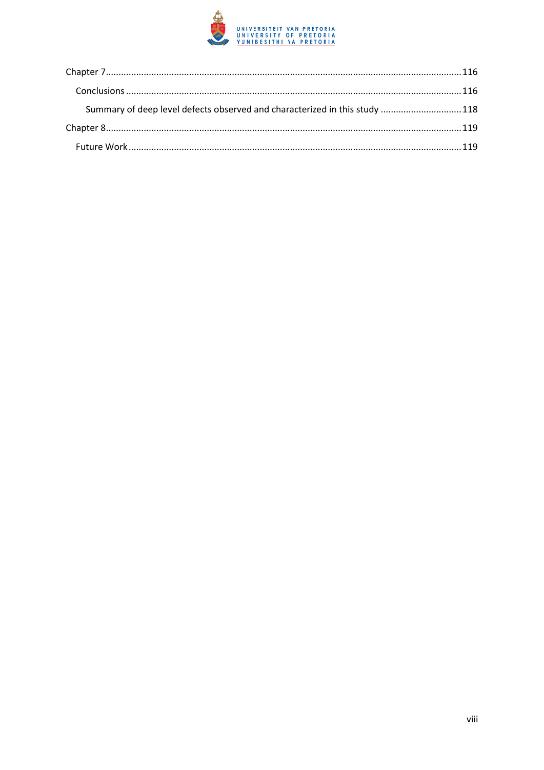Chapter 7 .......................................................................................................................................... 116

Conclusions ................................................................................................................................... 116

Summary of deep level defects observed and characterized in this study ................................ 118

Chapter 8 .......................................................................................................................................... 119

Future Work .................................................................................................................................. 119